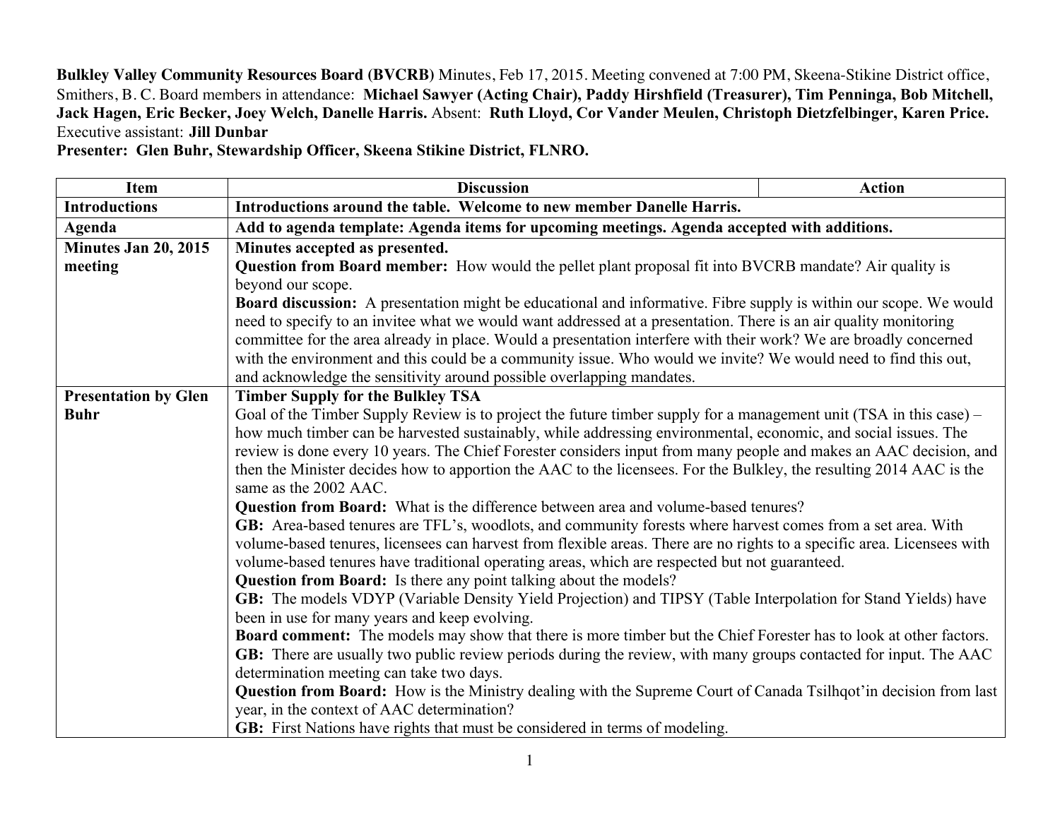**Bulkley Valley Community Resources Board (BVCRB)** Minutes, Feb 17, 2015. Meeting convened at 7:00 PM, Skeena-Stikine District office, Smithers, B. C. Board members in attendance: **Michael Sawyer (Acting Chair), Paddy Hirshfield (Treasurer), Tim Penninga, Bob Mitchell, Jack Hagen, Eric Becker, Joey Welch, Danelle Harris.** Absent: **Ruth Lloyd, Cor Vander Meulen, Christoph Dietzfelbinger, Karen Price.**
Executive assistant: **Jill Dunbar**
**Presenter: Glen Buhr, Stewardship Officer, Skeena Stikine District, FLNRO.**

| Item | Discussion | Action |
|---|---|---|
| **Introductions** | **Introductions around the table. Welcome to new member Danelle Harris.** | |
| **Agenda** | **Add to agenda template: Agenda items for upcoming meetings. Agenda accepted with additions.** | |
| **Minutes Jan 20, 2015 meeting** | **Minutes accepted as presented.**<br>**Question from Board member:** How would the pellet plant proposal fit into BVCRB mandate? Air quality is beyond our scope.<br>**Board discussion:** A presentation might be educational and informative. Fibre supply is within our scope. We would need to specify to an invitee what we would want addressed at a presentation. There is an air quality monitoring committee for the area already in place. Would a presentation interfere with their work? We are broadly concerned with the environment and this could be a community issue. Who would we invite? We would need to find this out, and acknowledge the sensitivity around possible overlapping mandates. | |
| **Presentation by Glen Buhr** | **Timber Supply for the Bulkley TSA**<br>Goal of the Timber Supply Review is to project the future timber supply for a management unit (TSA in this case) – how much timber can be harvested sustainably, while addressing environmental, economic, and social issues. The review is done every 10 years. The Chief Forester considers input from many people and makes an AAC decision, and then the Minister decides how to apportion the AAC to the licensees. For the Bulkley, the resulting 2014 AAC is the same as the 2002 AAC.<br>**Question from Board:** What is the difference between area and volume-based tenures?<br>**GB:** Area-based tenures are TFL's, woodlots, and community forests where harvest comes from a set area. With volume-based tenures, licensees can harvest from flexible areas. There are no rights to a specific area. Licensees with volume-based tenures have traditional operating areas, which are respected but not guaranteed.<br>**Question from Board:** Is there any point talking about the models?<br>**GB:** The models VDYP (Variable Density Yield Projection) and TIPSY (Table Interpolation for Stand Yields) have been in use for many years and keep evolving.<br>**Board comment:** The models may show that there is more timber but the Chief Forester has to look at other factors.<br>**GB:** There are usually two public review periods during the review, with many groups contacted for input. The AAC determination meeting can take two days.<br>**Question from Board:** How is the Ministry dealing with the Supreme Court of Canada Tsilhqot'in decision from last year, in the context of AAC determination?<br>**GB:** First Nations have rights that must be considered in terms of modeling. | |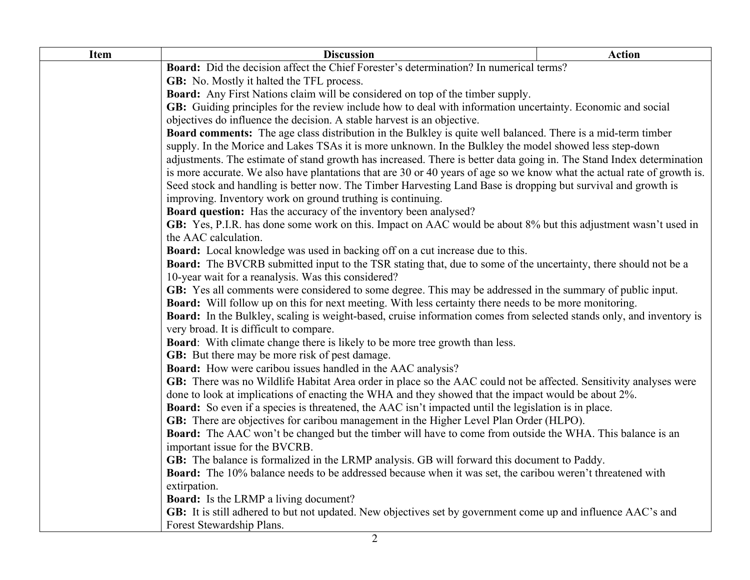| Item | Discussion | Action |
|---|---|---|
| | **Board:** Did the decision affect the Chief Forester's determination? In numerical terms?<br>**GB:** No. Mostly it halted the TFL process.<br>**Board:** Any First Nations claim will be considered on top of the timber supply.<br>**GB:** Guiding principles for the review include how to deal with information uncertainty. Economic and social objectives do influence the decision. A stable harvest is an objective.<br>**Board comments:** The age class distribution in the Bulkley is quite well balanced. There is a mid-term timber supply. In the Morice and Lakes TSAs it is more unknown. In the Bulkley the model showed less step-down adjustments. The estimate of stand growth has increased. There is better data going in. The Stand Index determination is more accurate. We also have plantations that are 30 or 40 years of age so we know what the actual rate of growth is. Seed stock and handling is better now. The Timber Harvesting Land Base is dropping but survival and growth is improving. Inventory work on ground truthing is continuing.<br>**Board question:** Has the accuracy of the inventory been analysed?<br>**GB:** Yes, P.I.R. has done some work on this. Impact on AAC would be about 8% but this adjustment wasn't used in the AAC calculation.<br>**Board:** Local knowledge was used in backing off on a cut increase due to this.<br>**Board:** The BVCRB submitted input to the TSR stating that, due to some of the uncertainty, there should not be a 10-year wait for a reanalysis. Was this considered?<br>**GB:** Yes all comments were considered to some degree. This may be addressed in the summary of public input.<br>**Board:** Will follow up on this for next meeting. With less certainty there needs to be more monitoring.<br>**Board:** In the Bulkley, scaling is weight-based, cruise information comes from selected stands only, and inventory is very broad. It is difficult to compare.<br>**Board**: With climate change there is likely to be more tree growth than less.<br>**GB:** But there may be more risk of pest damage.<br>**Board:** How were caribou issues handled in the AAC analysis?<br>**GB:** There was no Wildlife Habitat Area order in place so the AAC could not be affected. Sensitivity analyses were done to look at implications of enacting the WHA and they showed that the impact would be about 2%.<br>**Board:** So even if a species is threatened, the AAC isn't impacted until the legislation is in place.<br>**GB:** There are objectives for caribou management in the Higher Level Plan Order (HLPO).<br>**Board:** The AAC won't be changed but the timber will have to come from outside the WHA. This balance is an important issue for the BVCRB.<br>**GB:** The balance is formalized in the LRMP analysis. GB will forward this document to Paddy.<br>**Board:** The 10% balance needs to be addressed because when it was set, the caribou weren't threatened with extirpation.<br>**Board:** Is the LRMP a living document?<br>**GB:** It is still adhered to but not updated. New objectives set by government come up and influence AAC's and Forest Stewardship Plans. | |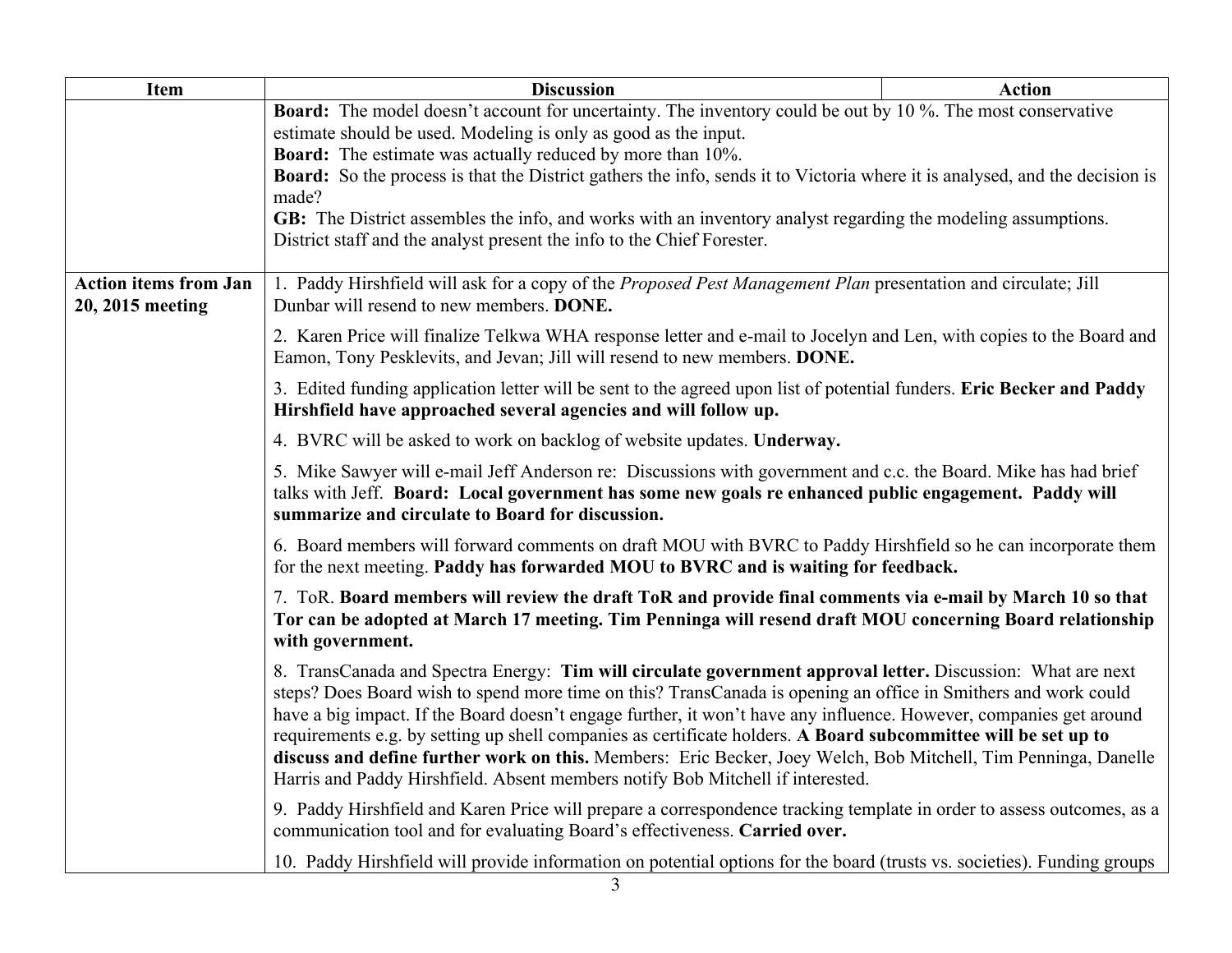| Item | Discussion | Action |
|---|---|---|
| | **Board:** The model doesn't account for uncertainty. The inventory could be out by 10 %. The most conservative estimate should be used. Modeling is only as good as the input.<br>**Board:** The estimate was actually reduced by more than 10%.<br>**Board:** So the process is that the District gathers the info, sends it to Victoria where it is analysed, and the decision is made?<br>**GB:** The District assembles the info, and works with an inventory analyst regarding the modeling assumptions. District staff and the analyst present the info to the Chief Forester. | |
| **Action items from Jan 20, 2015 meeting** | 1. Paddy Hirshfield will ask for a copy of the *Proposed Pest Management Plan* presentation and circulate; Jill Dunbar will resend to new members. **DONE.**<br><br>2. Karen Price will finalize Telkwa WHA response letter and e-mail to Jocelyn and Len, with copies to the Board and Eamon, Tony Pesklevits, and Jevan; Jill will resend to new members. **DONE.**<br><br>3. Edited funding application letter will be sent to the agreed upon list of potential funders. **Eric Becker and Paddy Hirshfield have approached several agencies and will follow up.**<br><br>4. BVRC will be asked to work on backlog of website updates. **Underway.**<br><br>5. Mike Sawyer will e-mail Jeff Anderson re: Discussions with government and c.c. the Board. Mike has had brief talks with Jeff. **Board: Local government has some new goals re enhanced public engagement. Paddy will summarize and circulate to Board for discussion.**<br><br>6. Board members will forward comments on draft MOU with BVRC to Paddy Hirshfield so he can incorporate them for the next meeting. **Paddy has forwarded MOU to BVRC and is waiting for feedback.**<br><br>7. ToR. **Board members will review the draft ToR and provide final comments via e-mail by March 10 so that Tor can be adopted at March 17 meeting. Tim Penninga will resend draft MOU concerning Board relationship with government.**<br><br>8. TransCanada and Spectra Energy: **Tim will circulate government approval letter.** Discussion: What are next steps? Does Board wish to spend more time on this? TransCanada is opening an office in Smithers and work could have a big impact. If the Board doesn't engage further, it won't have any influence. However, companies get around requirements e.g. by setting up shell companies as certificate holders. **A Board subcommittee will be set up to discuss and define further work on this.** Members: Eric Becker, Joey Welch, Bob Mitchell, Tim Penninga, Danelle Harris and Paddy Hirshfield. Absent members notify Bob Mitchell if interested.<br><br>9. Paddy Hirshfield and Karen Price will prepare a correspondence tracking template in order to assess outcomes, as a communication tool and for evaluating Board's effectiveness. **Carried over.**<br><br>10. Paddy Hirshfield will provide information on potential options for the board (trusts vs. societies). Funding groups | |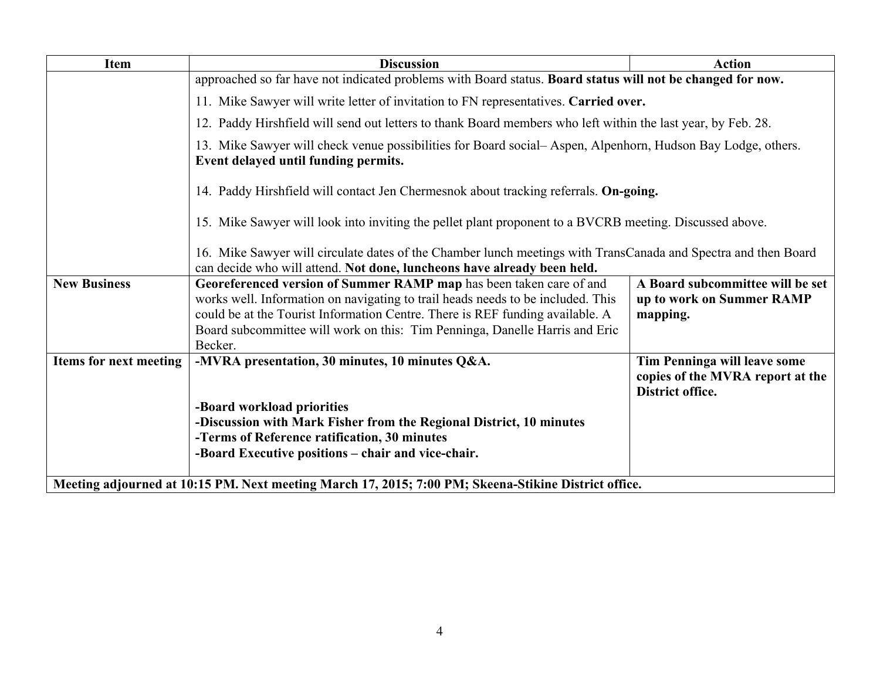| Item | Discussion | Action |
|---|---|---|
| | approached so far have not indicated problems with Board status. **Board status will not be changed for now.**<br><br>11. Mike Sawyer will write letter of invitation to FN representatives. **Carried over.**<br><br>12. Paddy Hirshfield will send out letters to thank Board members who left within the last year, by Feb. 28.<br><br>13. Mike Sawyer will check venue possibilities for Board social– Aspen, Alpenhorn, Hudson Bay Lodge, others. **Event delayed until funding permits.**<br><br>14. Paddy Hirshfield will contact Jen Chermesnok about tracking referrals. **On-going.**<br><br>15. Mike Sawyer will look into inviting the pellet plant proponent to a BVCRB meeting. Discussed above.<br><br>16. Mike Sawyer will circulate dates of the Chamber lunch meetings with TransCanada and Spectra and then Board can decide who will attend. **Not done, luncheons have already been held.** | |
| **New Business** | **Georeferenced version of Summer RAMP map** has been taken care of and works well. Information on navigating to trail heads needs to be included. This could be at the Tourist Information Centre. There is REF funding available. A Board subcommittee will work on this: Tim Penninga, Danelle Harris and Eric Becker. | **A Board subcommittee will be set up to work on Summer RAMP mapping.** |
| **Items for next meeting** | **-MVRA presentation, 30 minutes, 10 minutes Q&A.**<br><br>**-Board workload priorities**<br>**-Discussion with Mark Fisher from the Regional District, 10 minutes**<br>**-Terms of Reference ratification, 30 minutes**<br>**-Board Executive positions – chair and vice-chair.** | **Tim Penninga will leave some copies of the MVRA report at the District office.** |
| **Meeting adjourned at 10:15 PM. Next meeting March 17, 2015; 7:00 PM; Skeena-Stikine District office.** | | |